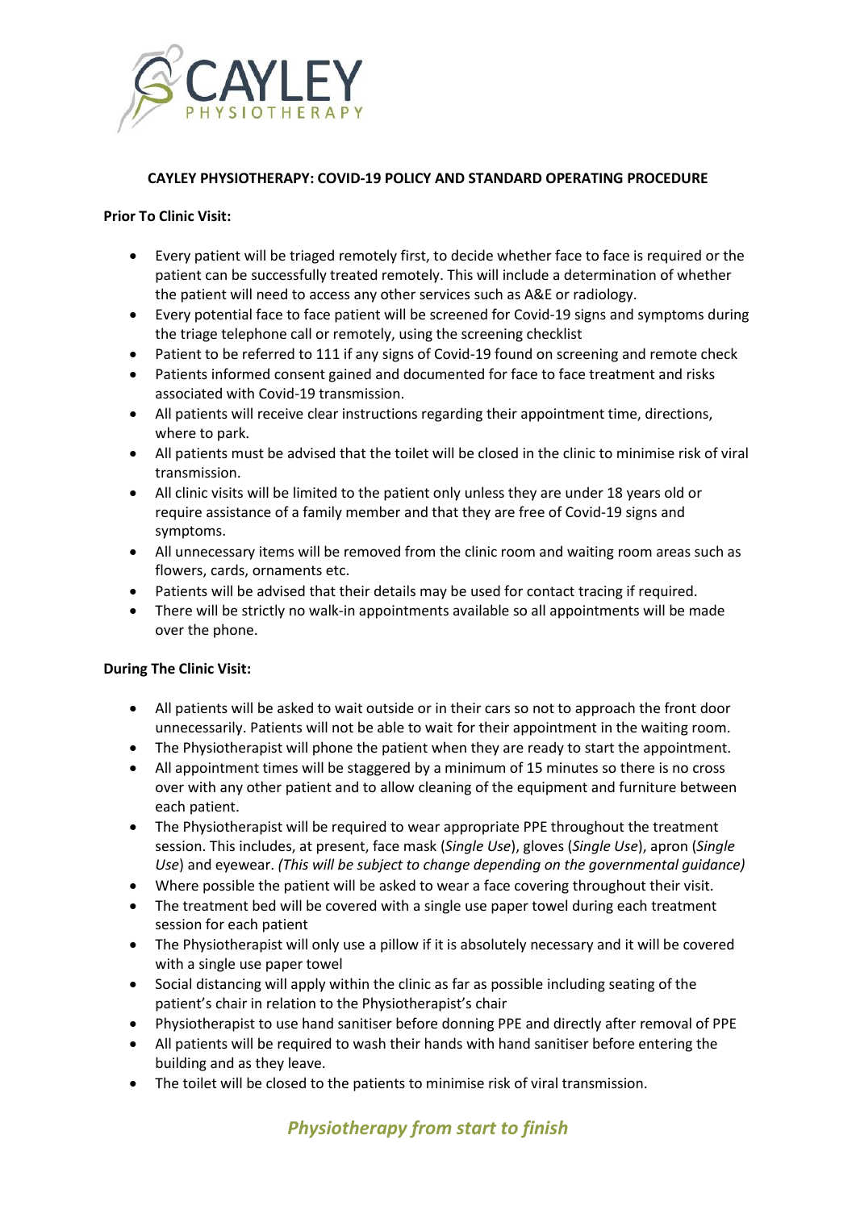**CAYLEY PHYSIOTHERAPY: COVID-19 POLICY AND STANDARD OPERATING PROCEDURE**

**Prior To Clinic Visit:**

- Every patient will be triaged remotely first, to decide whether face to face is required or the patient can be successfully treated remotely. This will include a determination of whether the patient will need to access any other services such as A&E or radiology.
- Every potential face to face patient will be screened for Covid-19 signs and symptoms during the triage telephone call or remotely, using the screening checklist
- Patient to be referred to 111 if any signs of Covid-19 found on screening and remote check
- Patients informed consent gained and documented for face to face treatment and risks associated with Covid-19 transmission.
- All patients will receive clear instructions regarding their appointment time, directions, where to park.
- All patients must be advised that the toilet will be closed in the clinic to minimise risk of viral transmission.
- All clinic visits will be limited to the patient only unless they are under 18 years old or require assistance of a family member and that they are free of Covid-19 signs and symptoms.
- All unnecessary items will be removed from the clinic room and waiting room areas such as flowers, cards, ornaments etc.
- Patients will be advised that their details may be used for contact tracing if required.
- There will be strictly no walk-in appointments available so all appointments will be made over the phone.

**During The Clinic Visit:**

- All patients will be asked to wait outside or in their cars so not to approach the front door unnecessarily. Patients will not be able to wait for their appointment in the waiting room.
- The Physiotherapist will phone the patient when they are ready to start the appointment.
- All appointment times will be staggered by a minimum of 15 minutes so there is no cross over with any other patient and to allow cleaning of the equipment and furniture between each patient.
- The Physiotherapist will be required to wear appropriate PPE throughout the treatment session. This includes, at present, face mask (*Single Use*), gloves (*Single Use*), apron (*Single Use*) and eyewear. *(This will be subject to change depending on the governmental guidance)*
- Where possible the patient will be asked to wear a face covering throughout their visit.
- The treatment bed will be covered with a single use paper towel during each treatment session for each patient
- The Physiotherapist will only use a pillow if it is absolutely necessary and it will be covered with a single use paper towel
- Social distancing will apply within the clinic as far as possible including seating of the patient's chair in relation to the Physiotherapist's chair
- Physiotherapist to use hand sanitiser before donning PPE and directly after removal of PPE
- All patients will be required to wash their hands with hand sanitiser before entering the building and as they leave.
- The toilet will be closed to the patients to minimise risk of viral transmission.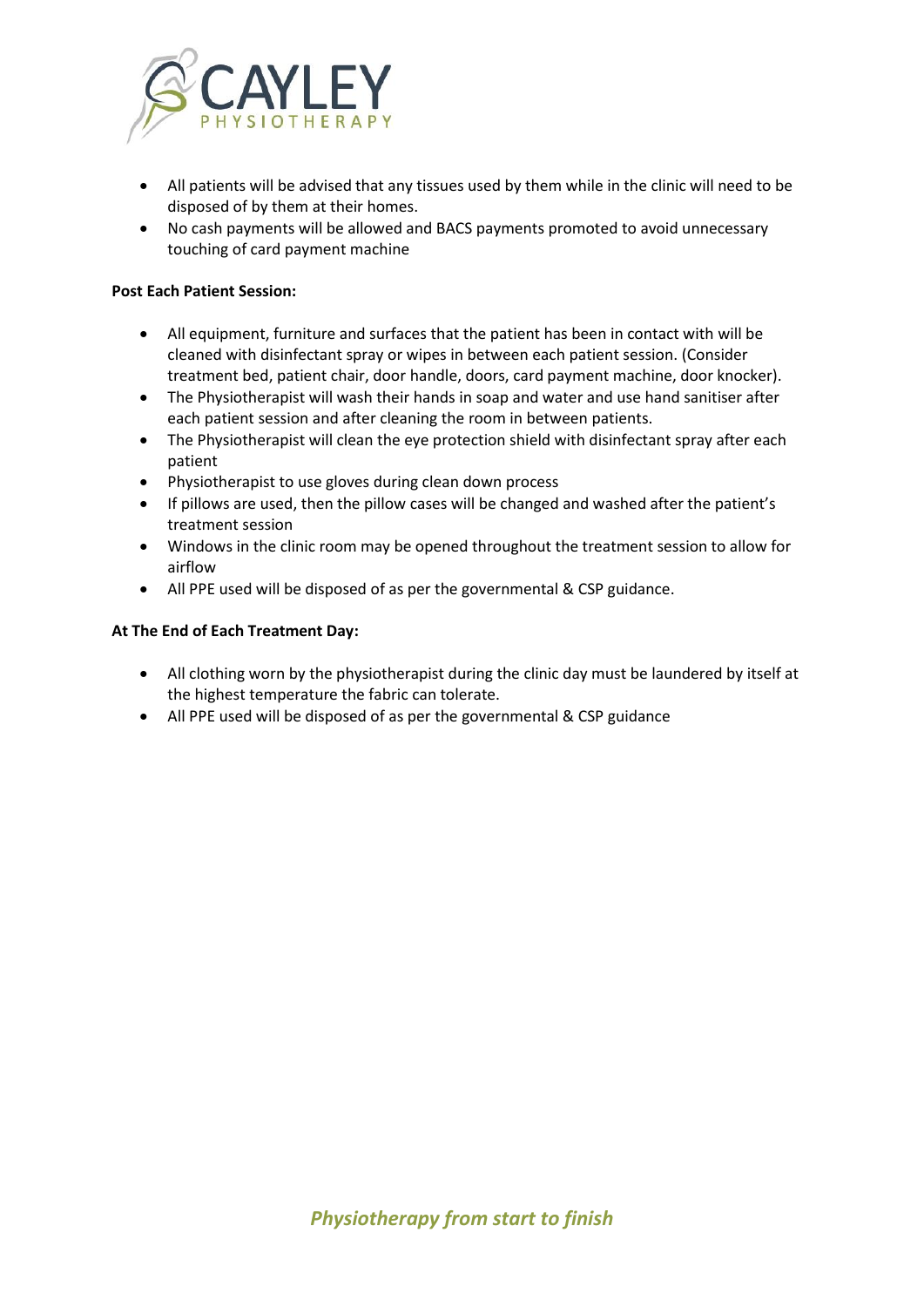- All patients will be advised that any tissues used by them while in the clinic will need to be disposed of by them at their homes.
- No cash payments will be allowed and BACS payments promoted to avoid unnecessary touching of card payment machine

**Post Each Patient Session:**

- All equipment, furniture and surfaces that the patient has been in contact with will be cleaned with disinfectant spray or wipes in between each patient session. (Consider treatment bed, patient chair, door handle, doors, card payment machine, door knocker).
- The Physiotherapist will wash their hands in soap and water and use hand sanitiser after each patient session and after cleaning the room in between patients.
- The Physiotherapist will clean the eye protection shield with disinfectant spray after each patient
- Physiotherapist to use gloves during clean down process
- If pillows are used, then the pillow cases will be changed and washed after the patient's treatment session
- Windows in the clinic room may be opened throughout the treatment session to allow for airflow
- All PPE used will be disposed of as per the governmental & CSP guidance.

**At The End of Each Treatment Day:**

- All clothing worn by the physiotherapist during the clinic day must be laundered by itself at the highest temperature the fabric can tolerate.
- All PPE used will be disposed of as per the governmental & CSP guidance